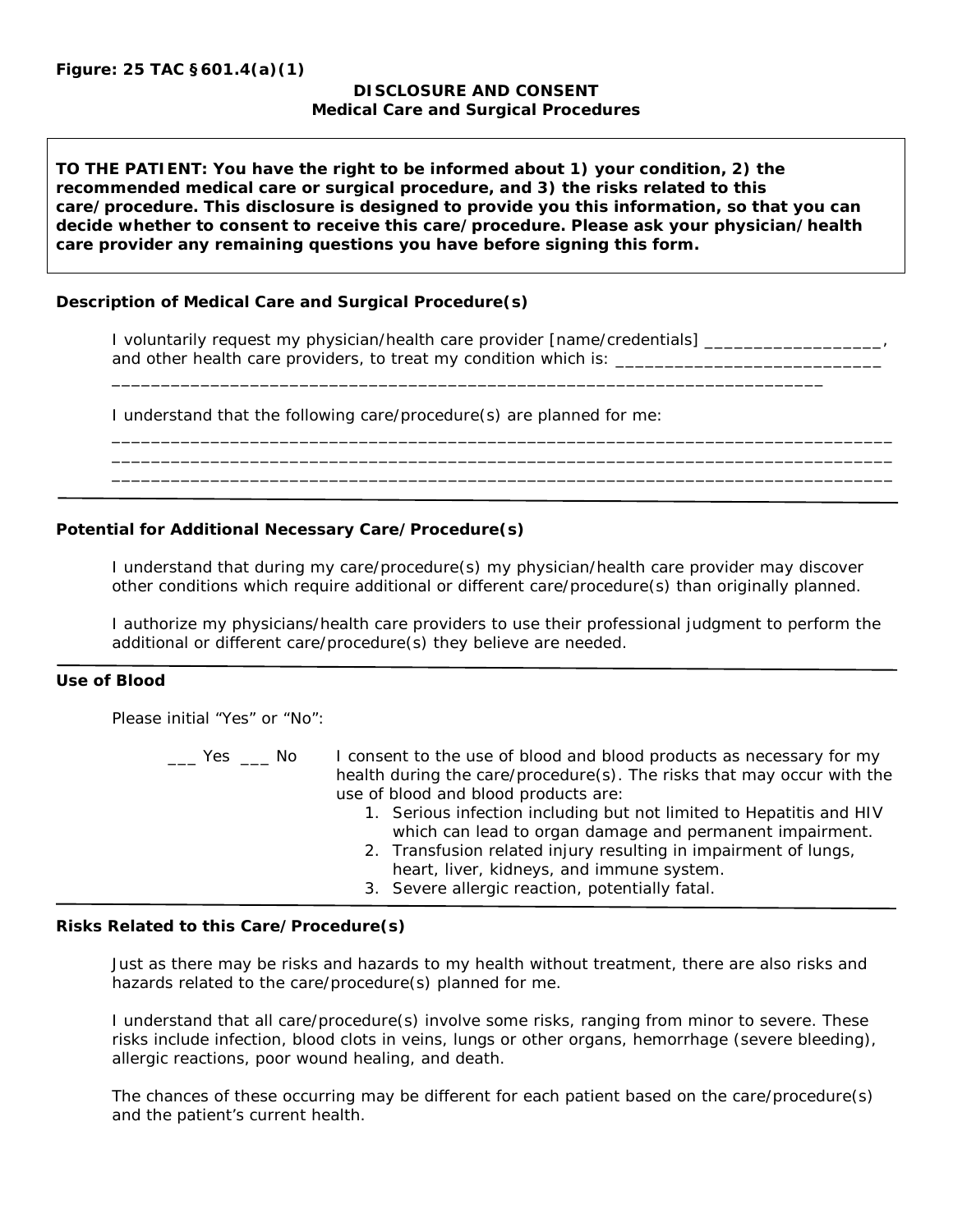**Figure: 25 TAC §601.4(a)(1)**

# DISCLOSURE AND CONSENT
## Medical Care and Surgical Procedures

**TO THE PATIENT: You have the right to be informed about 1) your condition, 2) the recommended medical care or surgical procedure, and 3) the risks related to this care/procedure. This disclosure is designed to provide you this information, so that you can decide whether to consent to receive this care/procedure. Please ask your physician/health care provider any remaining questions you have before signing this form.**

### Description of Medical Care and Surgical Procedure(s)

I voluntarily request my physician/health care provider [name/credentials] ___________________, and other health care providers, to treat my condition which is: ____________________________
________________________________________________________________________

I understand that the following care/procedure(s) are planned for me:

________________________________________________________________________________
________________________________________________________________________________
________________________________________________________________________________

---

### Potential for Additional Necessary Care/Procedure(s)

I understand that during my care/procedure(s) my physician/health care provider may discover other conditions which require additional or different care/procedure(s) than originally planned.

I authorize my physicians/health care providers to use their professional judgment to perform the additional or different care/procedure(s) they believe are needed.

---

### Use of Blood

Please initial "Yes" or "No":

___ Yes ___ No I consent to the use of blood and blood products as necessary for my health during the care/procedure(s). The risks that may occur with the use of blood and blood products are:

1. Serious infection including but not limited to Hepatitis and HIV which can lead to organ damage and permanent impairment.
2. Transfusion related injury resulting in impairment of lungs, heart, liver, kidneys, and immune system.
3. Severe allergic reaction, potentially fatal.

---

### Risks Related to this Care/Procedure(s)

Just as there may be risks and hazards to my health without treatment, there are also risks and hazards related to the care/procedure(s) planned for me.

I understand that all care/procedure(s) involve some risks, ranging from minor to severe. These risks include infection, blood clots in veins, lungs or other organs, hemorrhage (severe bleeding), allergic reactions, poor wound healing, and death.

The chances of these occurring may be different for each patient based on the care/procedure(s) and the patient's current health.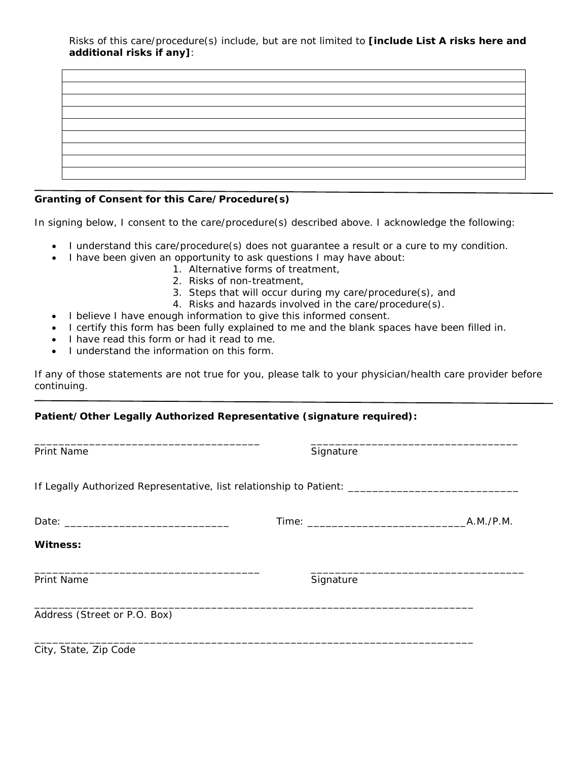Risks of this care/procedure(s) include, but are not limited to **[include List A risks here and additional risks if any]**:

| |
|---|
| |
| |
| |
| |
| |
| |
| |
| |

---

**Granting of Consent for this Care/Procedure(s)**

In signing below, I consent to the care/procedure(s) described above. I acknowledge the following:

- I understand this care/procedure(s) does not guarantee a result or a cure to my condition.
- I have been given an opportunity to ask questions I may have about:
    1. Alternative forms of treatment,
    2. Risks of non-treatment,
    3. Steps that will occur during my care/procedure(s), and
    4. Risks and hazards involved in the care/procedure(s).
- I believe I have enough information to give this informed consent.
- I certify this form has been fully explained to me and the blank spaces have been filled in.
- I have read this form or had it read to me.
- I understand the information on this form.

If any of those statements are not true for you, please talk to your physician/health care provider before continuing.

---

**Patient/Other Legally Authorized Representative (signature required):**

_____________________________________ _____________________________________
Print Name Signature

If Legally Authorized Representative, list relationship to Patient: ____________________________

Date: ____________________________ Time: __________________________A.M./P.M.

**Witness:**

_____________________________________ _____________________________________
Print Name Signature

_____________________________________________________________________________
Address (Street or P.O. Box)

_____________________________________________________________________________
City, State, Zip Code